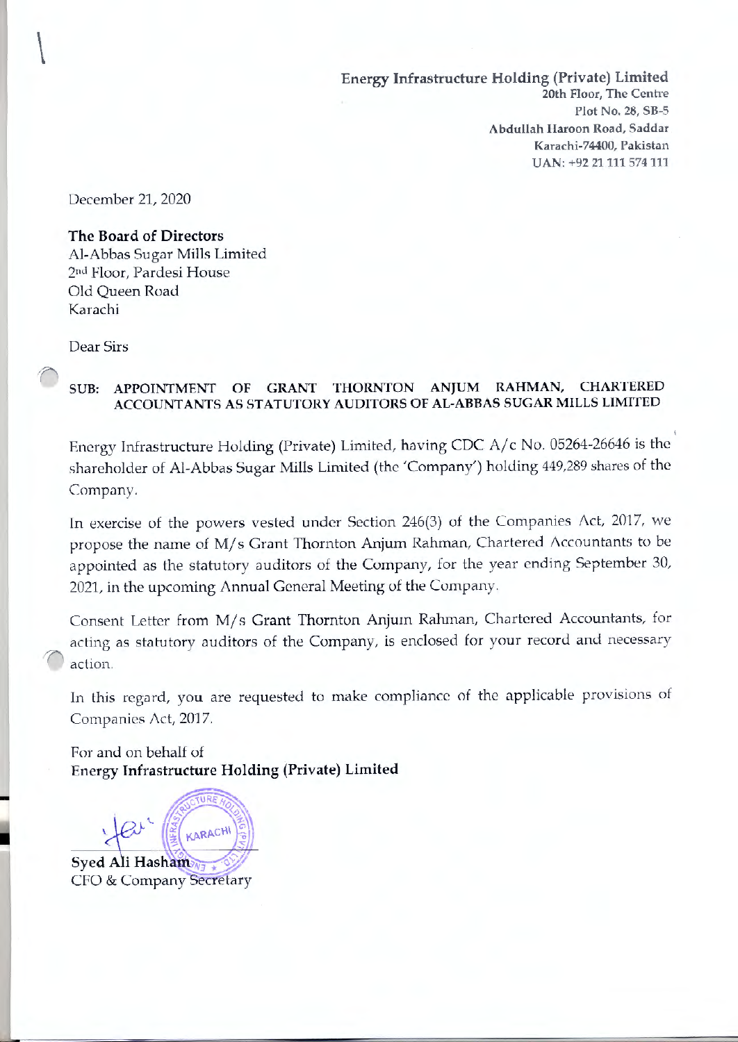**Energy Infrastructure Holding (Private) Limited**
20th Floor, The Centre
Plot No. 28, SB-5
Abdullah Haroon Road, Saddar
Karachi-74400, Pakistan
UAN: +92 21 111 574 111

December 21, 2020

**The Board of Directors**
Al-Abbas Sugar Mills Limited
2nd Floor, Pardesi House
Old Queen Road
Karachi

Dear Sirs

**SUB: APPOINTMENT OF GRANT THORNTON ANJUM RAHMAN, CHARTERED ACCOUNTANTS AS STATUTORY AUDITORS OF AL-ABBAS SUGAR MILLS LIMITED**

Energy Infrastructure Holding (Private) Limited, having CDC A/c No. 05264-26646 is the shareholder of Al-Abbas Sugar Mills Limited (the 'Company') holding 449,289 shares of the Company.

In exercise of the powers vested under Section 246(3) of the Companies Act, 2017, we propose the name of M/s Grant Thornton Anjum Rahman, Chartered Accountants to be appointed as the statutory auditors of the Company, for the year ending September 30, 2021, in the upcoming Annual General Meeting of the Company.

Consent Letter from M/s Grant Thornton Anjum Rahman, Chartered Accountants, for acting as statutory auditors of the Company, is enclosed for your record and necessary action.

In this regard, you are requested to make compliance of the applicable provisions of Companies Act, 2017.

For and on behalf of
**Energy Infrastructure Holding (Private) Limited**

**Syed Ali Hasham**
CFO & Company Secretary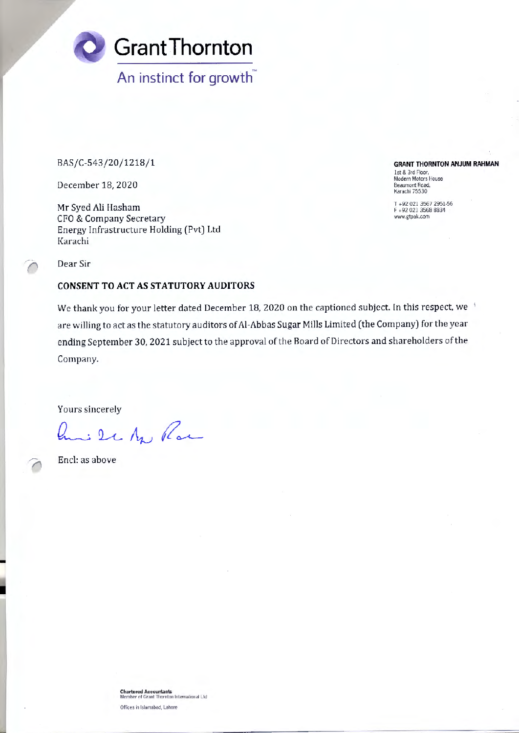Grant Thornton

An instinct for growth™

**GRANT THORNTON ANJUM RAHMAN**
1st & 3rd Floor,
Modern Motors House
Beaumont Road,
Karachi 75530

T +92 021 3567 2951-56
F +92 021 3568 8834
www.gtpak.com

BAS/C-543/20/1218/1

December 18, 2020

Mr Syed Ali Hasham
CFO & Company Secretary
Energy Infrastructure Holding (Pvt) Ltd
Karachi

Dear Sir

**CONSENT TO ACT AS STATUTORY AUDITORS**

We thank you for your letter dated December 18, 2020 on the captioned subject. In this respect, we are willing to act as the statutory auditors of Al-Abbas Sugar Mills Limited (the Company) for the year ending September 30, 2021 subject to the approval of the Board of Directors and shareholders of the Company.

Yours sincerely

Encl: as above

**Chartered Accountants**
Member of Grant Thornton International Ltd

Offices in Islamabad, Lahore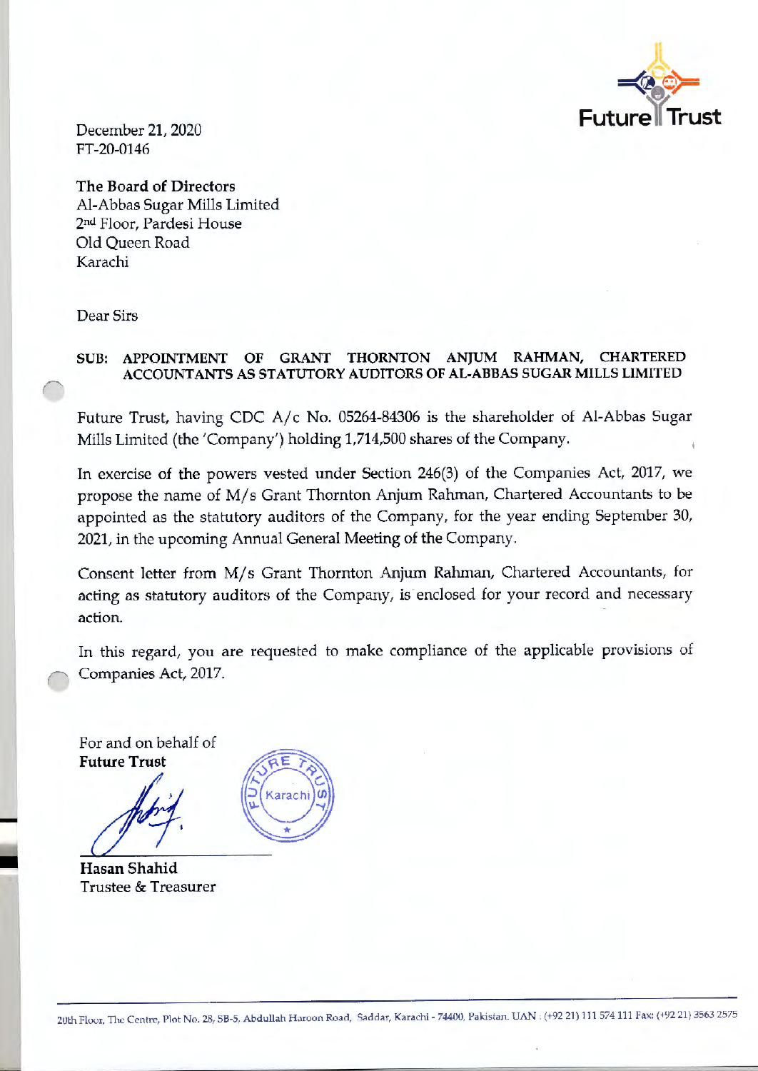December 21, 2020
FT-20-0146

**The Board of Directors**
Al-Abbas Sugar Mills Limited
2nd Floor, Pardesi House
Old Queen Road
Karachi

Dear Sirs

**SUB: APPOINTMENT OF GRANT THORNTON ANJUM RAHMAN, CHARTERED ACCOUNTANTS AS STATUTORY AUDITORS OF AL-ABBAS SUGAR MILLS LIMITED**

Future Trust, having CDC A/c No. 05264-84306 is the shareholder of Al-Abbas Sugar Mills Limited (the 'Company') holding 1,714,500 shares of the Company.

In exercise of the powers vested under Section 246(3) of the Companies Act, 2017, we propose the name of M/s Grant Thornton Anjum Rahman, Chartered Accountants to be appointed as the statutory auditors of the Company, for the year ending September 30, 2021, in the upcoming Annual General Meeting of the Company.

Consent letter from M/s Grant Thornton Anjum Rahman, Chartered Accountants, for acting as statutory auditors of the Company, is enclosed for your record and necessary action.

In this regard, you are requested to make compliance of the applicable provisions of Companies Act, 2017.

For and on behalf of
**Future Trust**

**Hasan Shahid**
Trustee & Treasurer

20th Floor, The Centre, Plot No. 28, SB-5, Abdullah Haroon Road, Saddar, Karachi - 74400, Pakistan. UAN : (+92 21) 111 574 111 Fax: (+92 21) 3563 2575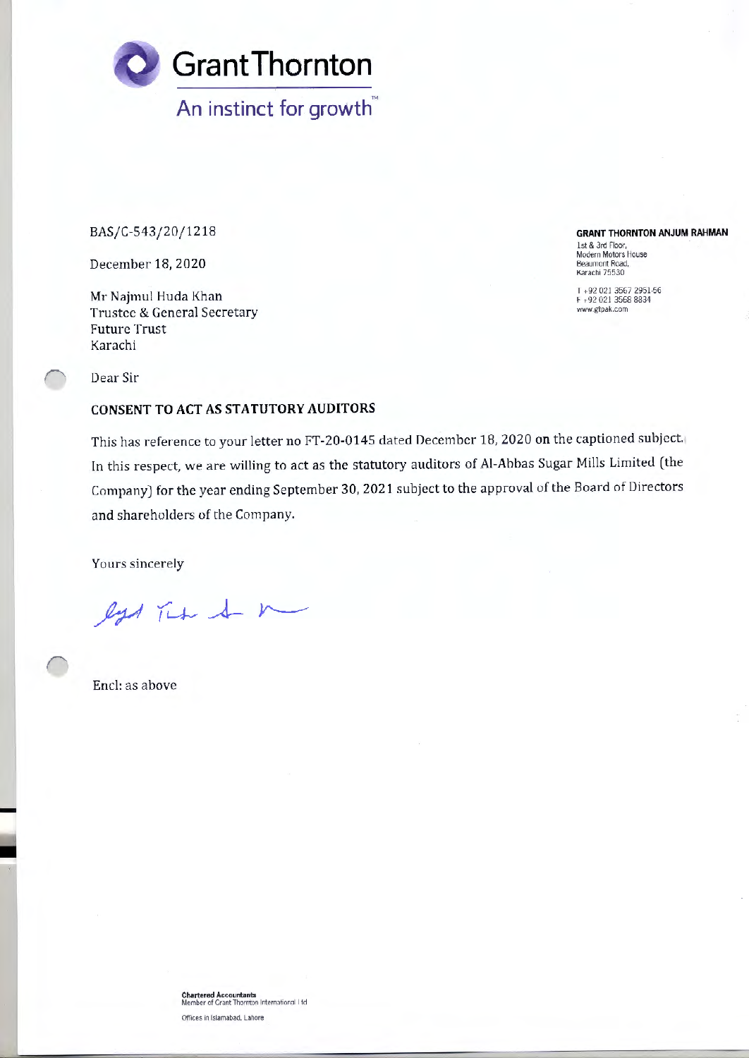**Grant Thornton**

An instinct for growth™

BAS/C-543/20/1218

December 18, 2020

Mr Najmul Huda Khan
Trustee & General Secretary
Future Trust
Karachi

**GRANT THORNTON ANJUM RAHMAN**
1st & 3rd Floor,
Modern Motors House
Beaumont Road,
Karachi 75530

T +92 021 3567 2951-56
F +92 021 3568 8834
www.gtpak.com

Dear Sir

**CONSENT TO ACT AS STATUTORY AUDITORS**

This has reference to your letter no FT-20-0145 dated December 18, 2020 on the captioned subject. In this respect, we are willing to act as the statutory auditors of Al-Abbas Sugar Mills Limited (the Company) for the year ending September 30, 2021 subject to the approval of the Board of Directors and shareholders of the Company.

Yours sincerely

Sgd Thornton Anjum Rahman

Encl: as above

**Chartered Accountants**
Member of Grant Thornton International Ltd

Offices in Islamabad, Lahore